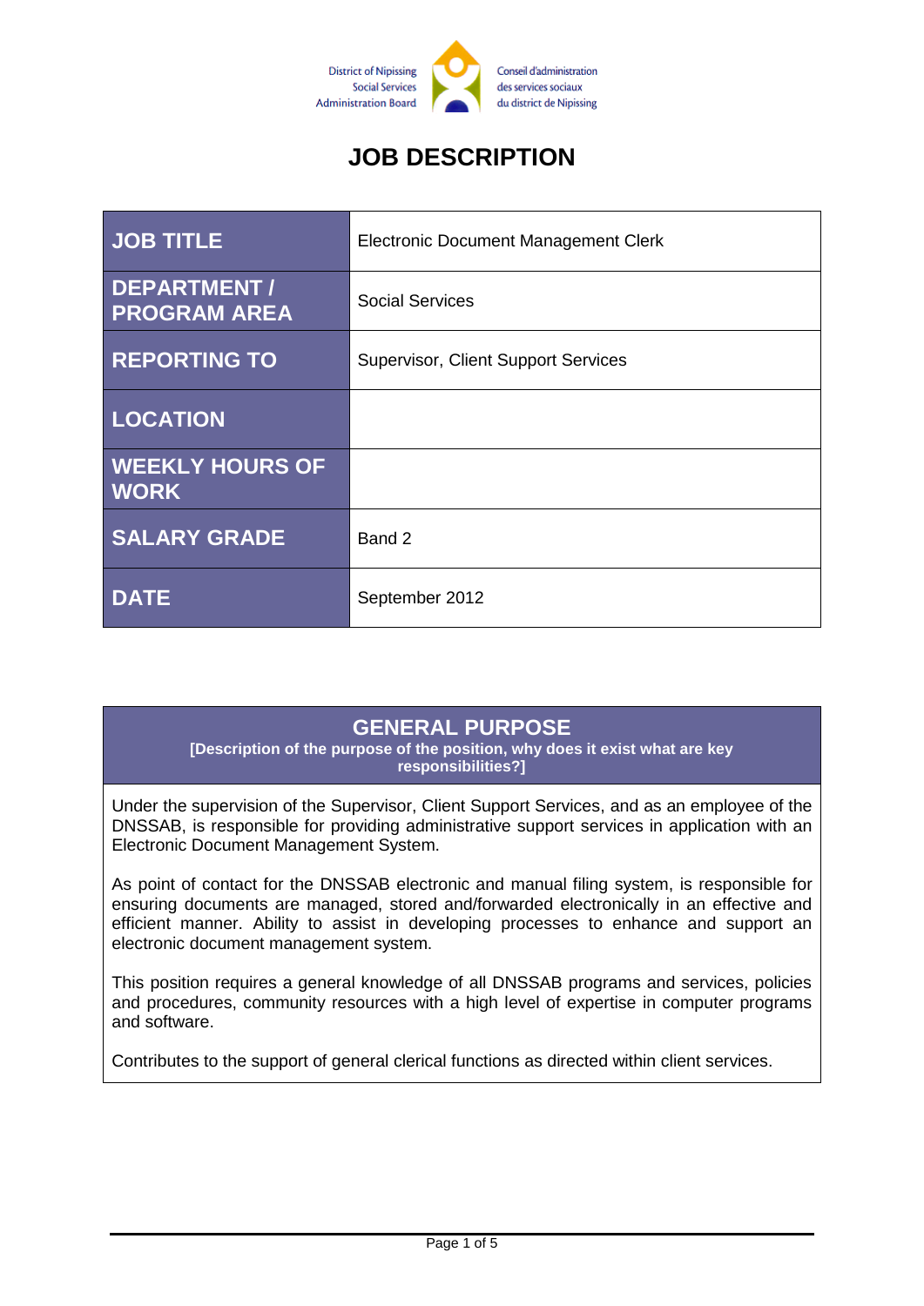District of Nipissing Social Services Administration Board

Conseil d'administration des services sociaux du district de Nipissing

# JOB DESCRIPTION

| | |
|---|---|
| **JOB TITLE** | Electronic Document Management Clerk |
| **DEPARTMENT / PROGRAM AREA** | Social Services |
| **REPORTING TO** | Supervisor, Client Support Services |
| **LOCATION** | |
| **WEEKLY HOURS OF WORK** | |
| **SALARY GRADE** | Band 2 |
| **DATE** | September 2012 |

## GENERAL PURPOSE

**[Description of the purpose of the position, why does it exist what are key responsibilities?]**

Under the supervision of the Supervisor, Client Support Services, and as an employee of the DNSSAB, is responsible for providing administrative support services in application with an Electronic Document Management System.

As point of contact for the DNSSAB electronic and manual filing system, is responsible for ensuring documents are managed, stored and/forwarded electronically in an effective and efficient manner. Ability to assist in developing processes to enhance and support an electronic document management system.

This position requires a general knowledge of all DNSSAB programs and services, policies and procedures, community resources with a high level of expertise in computer programs and software.

Contributes to the support of general clerical functions as directed within client services.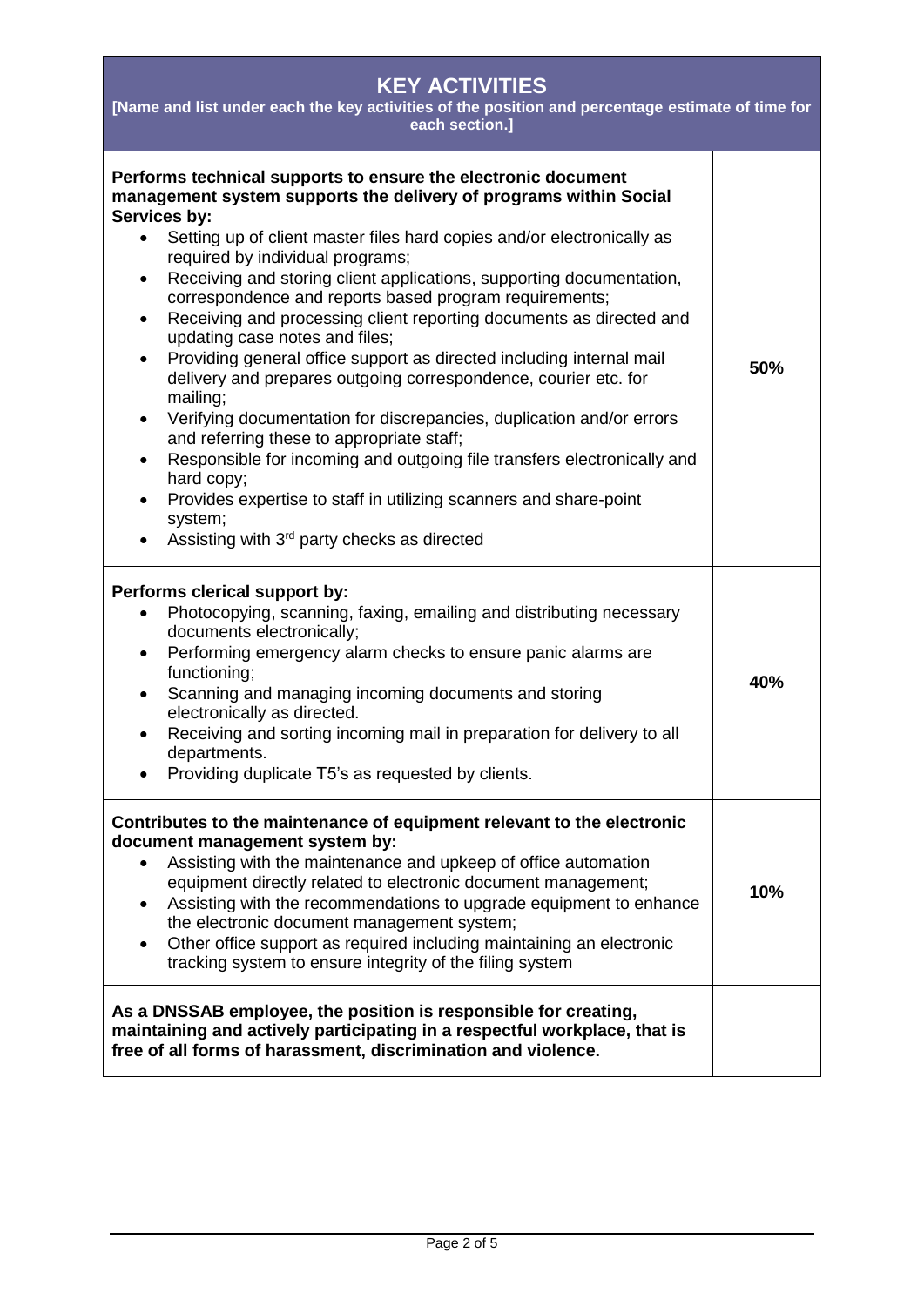# KEY ACTIVITIES

**[Name and list under each the key activities of the position and percentage estimate of time for each section.]**

| Activity | Time |
| --- | --- |
| **Performs technical supports to ensure the electronic document management system supports the delivery of programs within Social Services by:**<br>• Setting up of client master files hard copies and/or electronically as required by individual programs;<br>• Receiving and storing client applications, supporting documentation, correspondence and reports based program requirements;<br>• Receiving and processing client reporting documents as directed and updating case notes and files;<br>• Providing general office support as directed including internal mail delivery and prepares outgoing correspondence, courier etc. for mailing;<br>• Verifying documentation for discrepancies, duplication and/or errors and referring these to appropriate staff;<br>• Responsible for incoming and outgoing file transfers electronically and hard copy;<br>• Provides expertise to staff in utilizing scanners and share-point system;<br>• Assisting with 3rd party checks as directed | **50%** |
| **Performs clerical support by:**<br>• Photocopying, scanning, faxing, emailing and distributing necessary documents electronically;<br>• Performing emergency alarm checks to ensure panic alarms are functioning;<br>• Scanning and managing incoming documents and storing electronically as directed.<br>• Receiving and sorting incoming mail in preparation for delivery to all departments.<br>• Providing duplicate T5's as requested by clients. | **40%** |
| **Contributes to the maintenance of equipment relevant to the electronic document management system by:**<br>• Assisting with the maintenance and upkeep of office automation equipment directly related to electronic document management;<br>• Assisting with the recommendations to upgrade equipment to enhance the electronic document management system;<br>• Other office support as required including maintaining an electronic tracking system to ensure integrity of the filing system | **10%** |
| **As a DNSSAB employee, the position is responsible for creating, maintaining and actively participating in a respectful workplace, that is free of all forms of harassment, discrimination and violence.** | |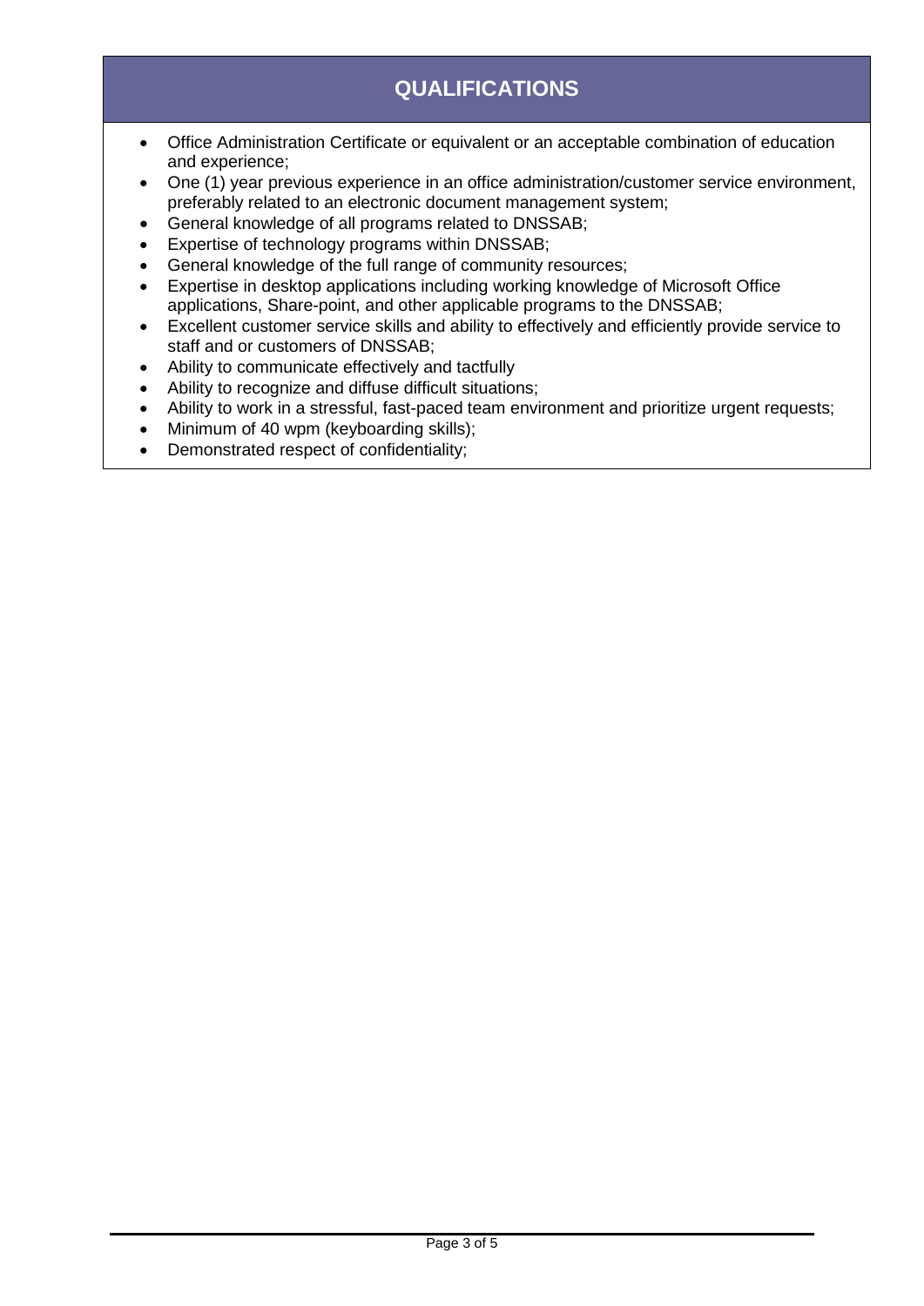## QUALIFICATIONS

- Office Administration Certificate or equivalent or an acceptable combination of education and experience;
- One (1) year previous experience in an office administration/customer service environment, preferably related to an electronic document management system;
- General knowledge of all programs related to DNSSAB;
- Expertise of technology programs within DNSSAB;
- General knowledge of the full range of community resources;
- Expertise in desktop applications including working knowledge of Microsoft Office applications, Share-point, and other applicable programs to the DNSSAB;
- Excellent customer service skills and ability to effectively and efficiently provide service to staff and or customers of DNSSAB;
- Ability to communicate effectively and tactfully
- Ability to recognize and diffuse difficult situations;
- Ability to work in a stressful, fast-paced team environment and prioritize urgent requests;
- Minimum of 40 wpm (keyboarding skills);
- Demonstrated respect of confidentiality;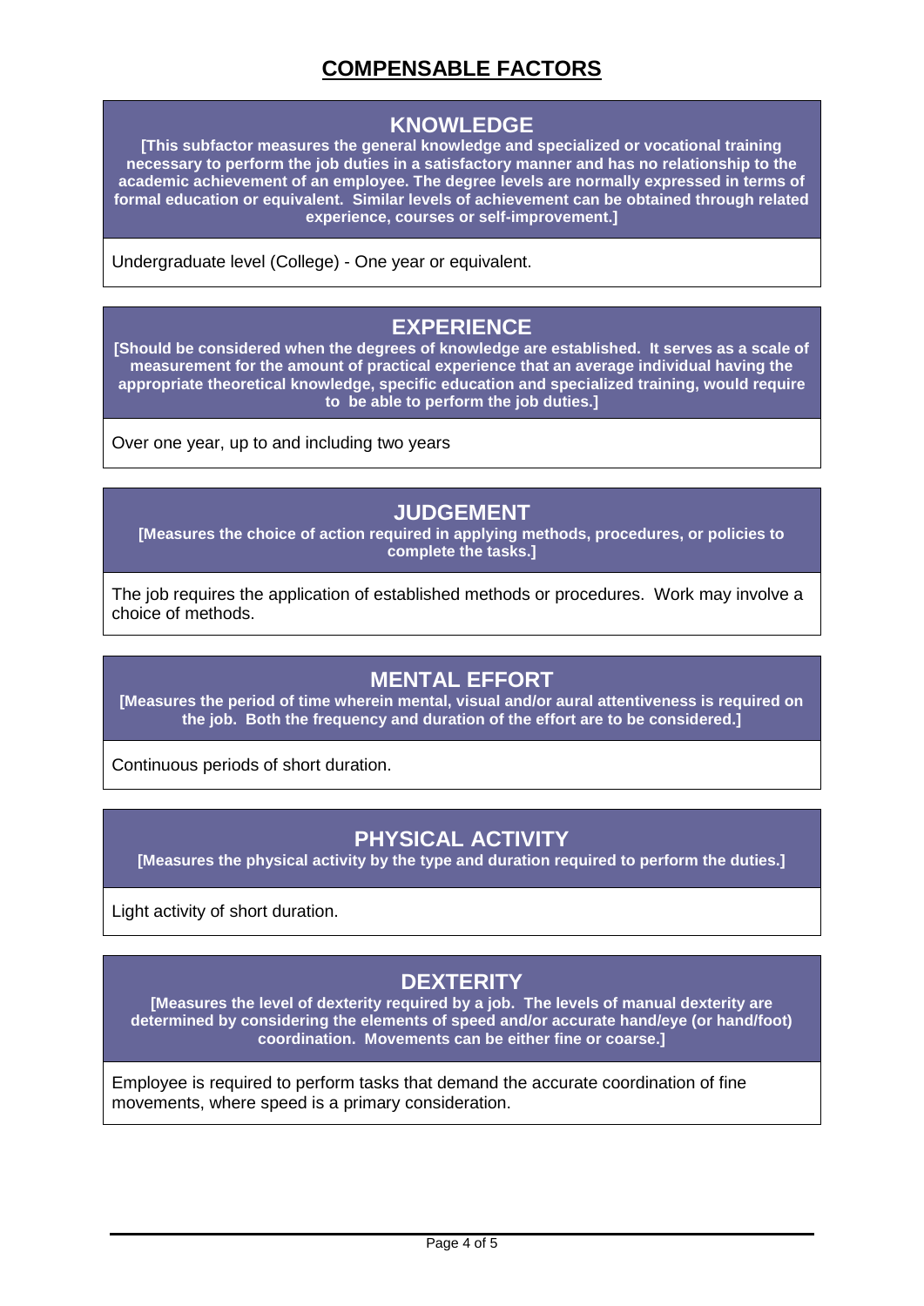# COMPENSABLE FACTORS

## KNOWLEDGE

**[This subfactor measures the general knowledge and specialized or vocational training necessary to perform the job duties in a satisfactory manner and has no relationship to the academic achievement of an employee. The degree levels are normally expressed in terms of formal education or equivalent. Similar levels of achievement can be obtained through related experience, courses or self-improvement.]**

Undergraduate level (College) - One year or equivalent.

## EXPERIENCE

**[Should be considered when the degrees of knowledge are established. It serves as a scale of measurement for the amount of practical experience that an average individual having the appropriate theoretical knowledge, specific education and specialized training, would require to be able to perform the job duties.]**

Over one year, up to and including two years

## JUDGEMENT

**[Measures the choice of action required in applying methods, procedures, or policies to complete the tasks.]**

The job requires the application of established methods or procedures. Work may involve a choice of methods.

## MENTAL EFFORT

**[Measures the period of time wherein mental, visual and/or aural attentiveness is required on the job. Both the frequency and duration of the effort are to be considered.]**

Continuous periods of short duration.

## PHYSICAL ACTIVITY

**[Measures the physical activity by the type and duration required to perform the duties.]**

Light activity of short duration.

## DEXTERITY

**[Measures the level of dexterity required by a job. The levels of manual dexterity are determined by considering the elements of speed and/or accurate hand/eye (or hand/foot) coordination. Movements can be either fine or coarse.]**

Employee is required to perform tasks that demand the accurate coordination of fine movements, where speed is a primary consideration.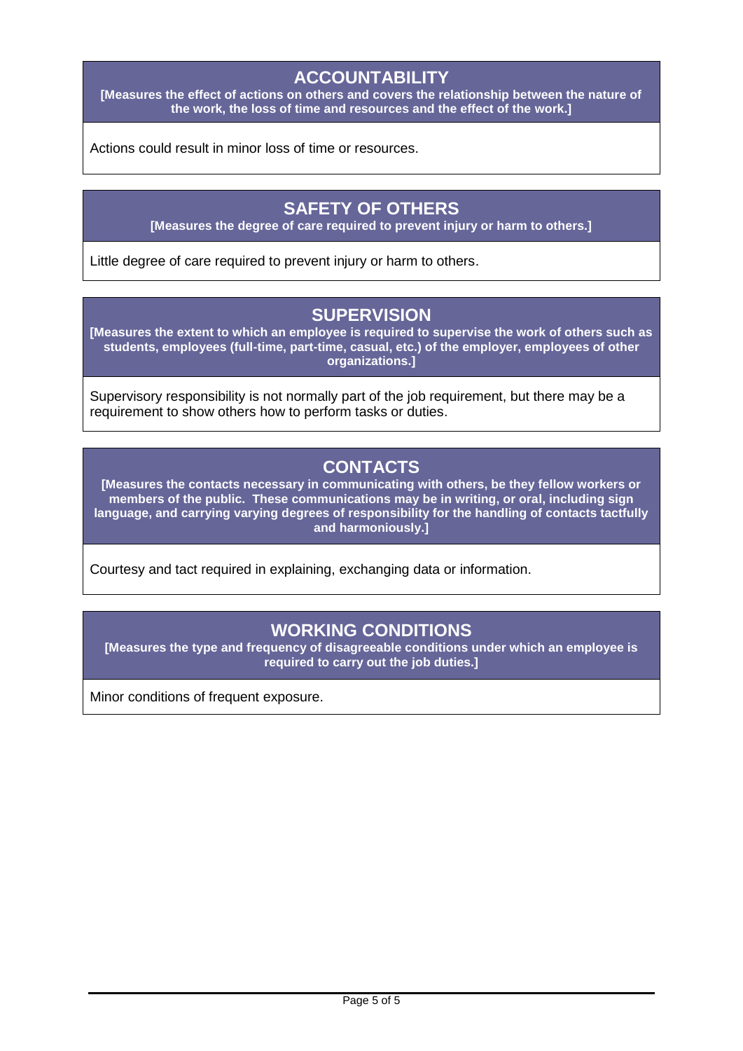## ACCOUNTABILITY

**[Measures the effect of actions on others and covers the relationship between the nature of the work, the loss of time and resources and the effect of the work.]**

Actions could result in minor loss of time or resources.

## SAFETY OF OTHERS

**[Measures the degree of care required to prevent injury or harm to others.]**

Little degree of care required to prevent injury or harm to others.

## SUPERVISION

**[Measures the extent to which an employee is required to supervise the work of others such as students, employees (full-time, part-time, casual, etc.) of the employer, employees of other organizations.]**

Supervisory responsibility is not normally part of the job requirement, but there may be a requirement to show others how to perform tasks or duties.

## CONTACTS

**[Measures the contacts necessary in communicating with others, be they fellow workers or members of the public. These communications may be in writing, or oral, including sign language, and carrying varying degrees of responsibility for the handling of contacts tactfully and harmoniously.]**

Courtesy and tact required in explaining, exchanging data or information.

## WORKING CONDITIONS

**[Measures the type and frequency of disagreeable conditions under which an employee is required to carry out the job duties.]**

Minor conditions of frequent exposure.